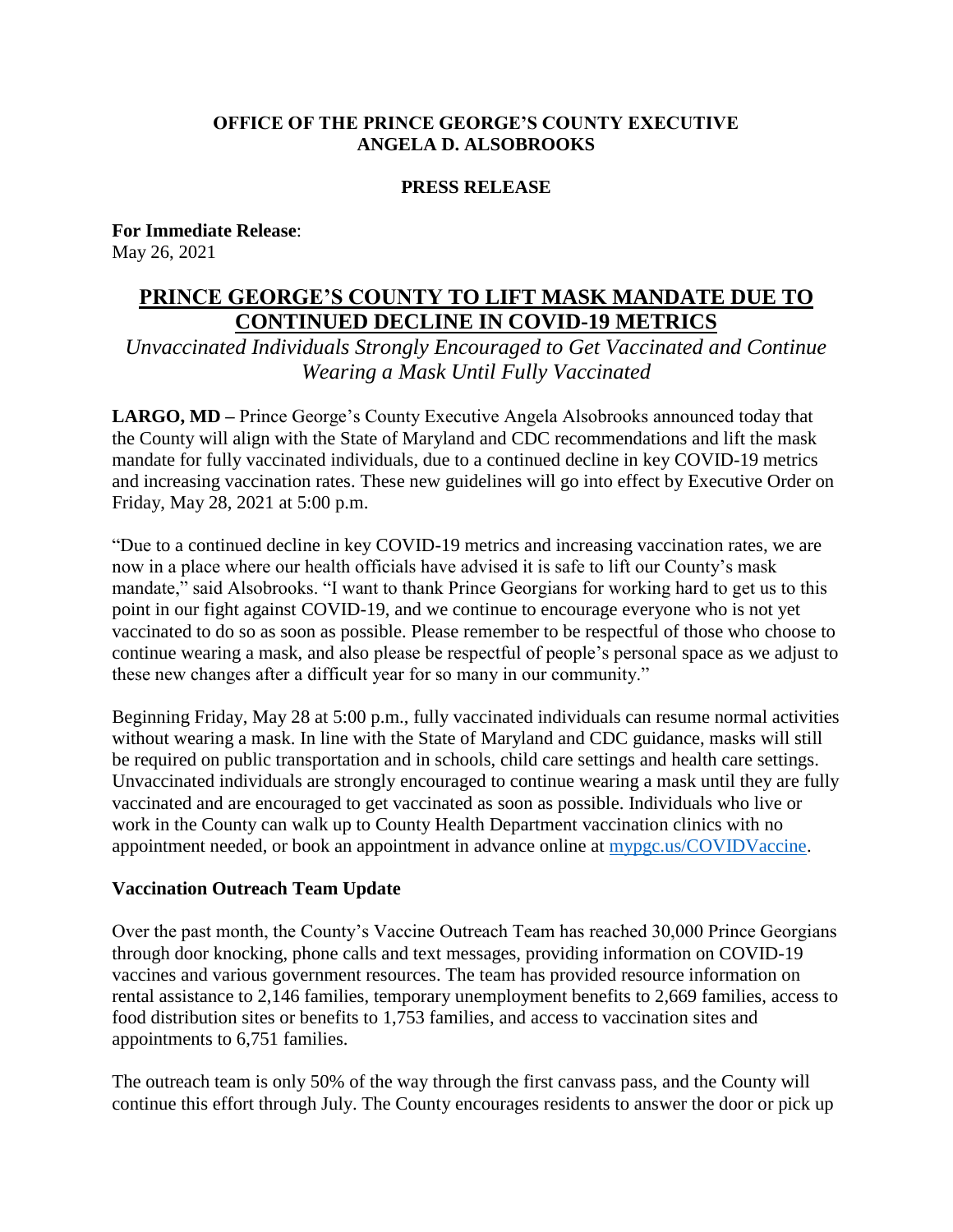**OFFICE OF THE PRINCE GEORGE'S COUNTY EXECUTIVE**
**ANGELA D. ALSOBROOKS**

**PRESS RELEASE**

**For Immediate Release**:
May 26, 2021

# PRINCE GEORGE'S COUNTY TO LIFT MASK MANDATE DUE TO CONTINUED DECLINE IN COVID-19 METRICS

*Unvaccinated Individuals Strongly Encouraged to Get Vaccinated and Continue Wearing a Mask Until Fully Vaccinated*

**LARGO, MD –** Prince George's County Executive Angela Alsobrooks announced today that the County will align with the State of Maryland and CDC recommendations and lift the mask mandate for fully vaccinated individuals, due to a continued decline in key COVID-19 metrics and increasing vaccination rates. These new guidelines will go into effect by Executive Order on Friday, May 28, 2021 at 5:00 p.m.

"Due to a continued decline in key COVID-19 metrics and increasing vaccination rates, we are now in a place where our health officials have advised it is safe to lift our County's mask mandate," said Alsobrooks. "I want to thank Prince Georgians for working hard to get us to this point in our fight against COVID-19, and we continue to encourage everyone who is not yet vaccinated to do so as soon as possible. Please remember to be respectful of those who choose to continue wearing a mask, and also please be respectful of people's personal space as we adjust to these new changes after a difficult year for so many in our community."

Beginning Friday, May 28 at 5:00 p.m., fully vaccinated individuals can resume normal activities without wearing a mask. In line with the State of Maryland and CDC guidance, masks will still be required on public transportation and in schools, child care settings and health care settings. Unvaccinated individuals are strongly encouraged to continue wearing a mask until they are fully vaccinated and are encouraged to get vaccinated as soon as possible. Individuals who live or work in the County can walk up to County Health Department vaccination clinics with no appointment needed, or book an appointment in advance online at [mypgc.us/COVIDVaccine](mypgc.us/COVIDVaccine).

**Vaccination Outreach Team Update**

Over the past month, the County's Vaccine Outreach Team has reached 30,000 Prince Georgians through door knocking, phone calls and text messages, providing information on COVID-19 vaccines and various government resources. The team has provided resource information on rental assistance to 2,146 families, temporary unemployment benefits to 2,669 families, access to food distribution sites or benefits to 1,753 families, and access to vaccination sites and appointments to 6,751 families.

The outreach team is only 50% of the way through the first canvass pass, and the County will continue this effort through July. The County encourages residents to answer the door or pick up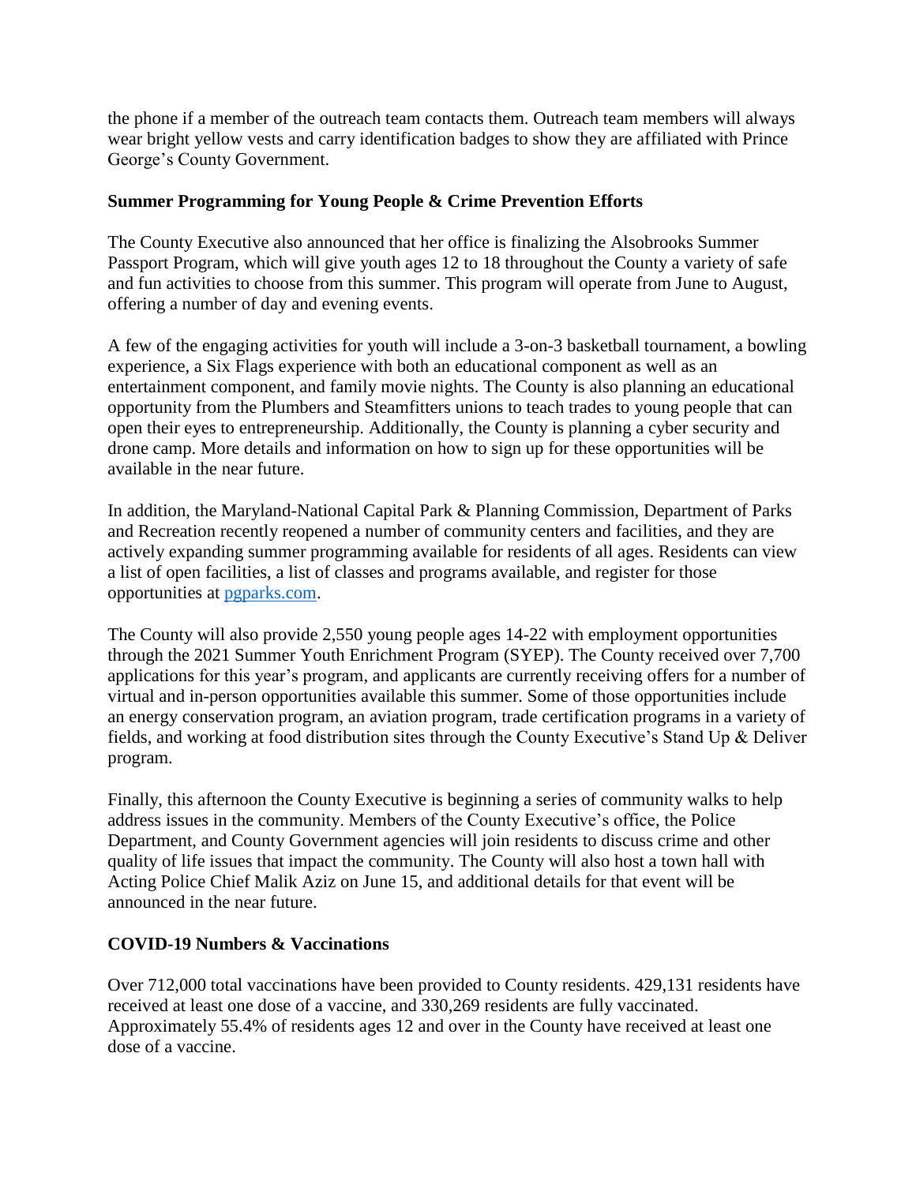the phone if a member of the outreach team contacts them. Outreach team members will always wear bright yellow vests and carry identification badges to show they are affiliated with Prince George's County Government.

**Summer Programming for Young People & Crime Prevention Efforts**

The County Executive also announced that her office is finalizing the Alsobrooks Summer Passport Program, which will give youth ages 12 to 18 throughout the County a variety of safe and fun activities to choose from this summer. This program will operate from June to August, offering a number of day and evening events.

A few of the engaging activities for youth will include a 3-on-3 basketball tournament, a bowling experience, a Six Flags experience with both an educational component as well as an entertainment component, and family movie nights. The County is also planning an educational opportunity from the Plumbers and Steamfitters unions to teach trades to young people that can open their eyes to entrepreneurship. Additionally, the County is planning a cyber security and drone camp. More details and information on how to sign up for these opportunities will be available in the near future.

In addition, the Maryland-National Capital Park & Planning Commission, Department of Parks and Recreation recently reopened a number of community centers and facilities, and they are actively expanding summer programming available for residents of all ages. Residents can view a list of open facilities, a list of classes and programs available, and register for those opportunities at [pgparks.com](pgparks.com).

The County will also provide 2,550 young people ages 14-22 with employment opportunities through the 2021 Summer Youth Enrichment Program (SYEP). The County received over 7,700 applications for this year's program, and applicants are currently receiving offers for a number of virtual and in-person opportunities available this summer. Some of those opportunities include an energy conservation program, an aviation program, trade certification programs in a variety of fields, and working at food distribution sites through the County Executive's Stand Up & Deliver program.

Finally, this afternoon the County Executive is beginning a series of community walks to help address issues in the community. Members of the County Executive's office, the Police Department, and County Government agencies will join residents to discuss crime and other quality of life issues that impact the community. The County will also host a town hall with Acting Police Chief Malik Aziz on June 15, and additional details for that event will be announced in the near future.

**COVID-19 Numbers & Vaccinations**

Over 712,000 total vaccinations have been provided to County residents. 429,131 residents have received at least one dose of a vaccine, and 330,269 residents are fully vaccinated. Approximately 55.4% of residents ages 12 and over in the County have received at least one dose of a vaccine.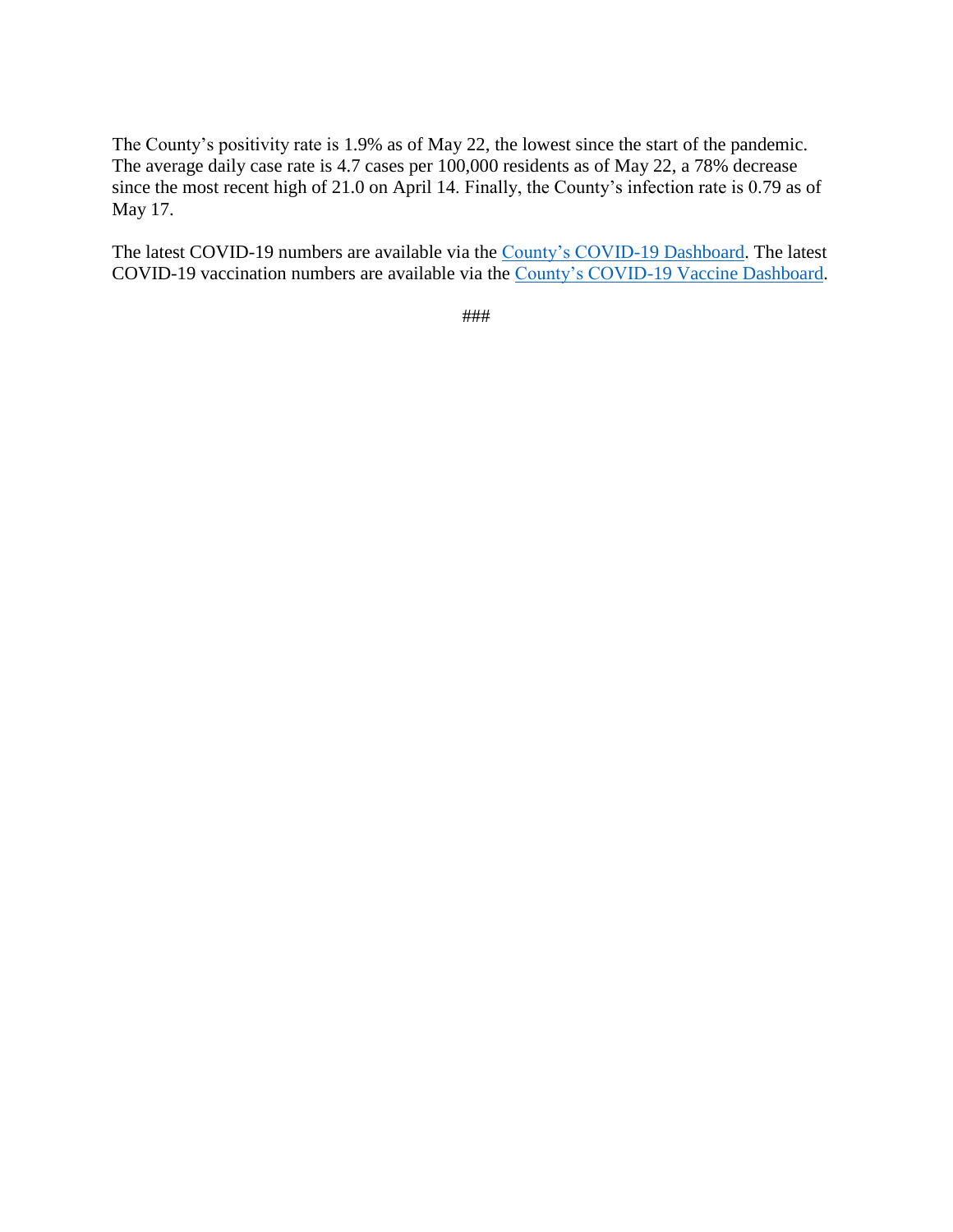The County's positivity rate is 1.9% as of May 22, the lowest since the start of the pandemic. The average daily case rate is 4.7 cases per 100,000 residents as of May 22, a 78% decrease since the most recent high of 21.0 on April 14. Finally, the County's infection rate is 0.79 as of May 17.

The latest COVID-19 numbers are available via the County's COVID-19 Dashboard. The latest COVID-19 vaccination numbers are available via the County's COVID-19 Vaccine Dashboard.

###